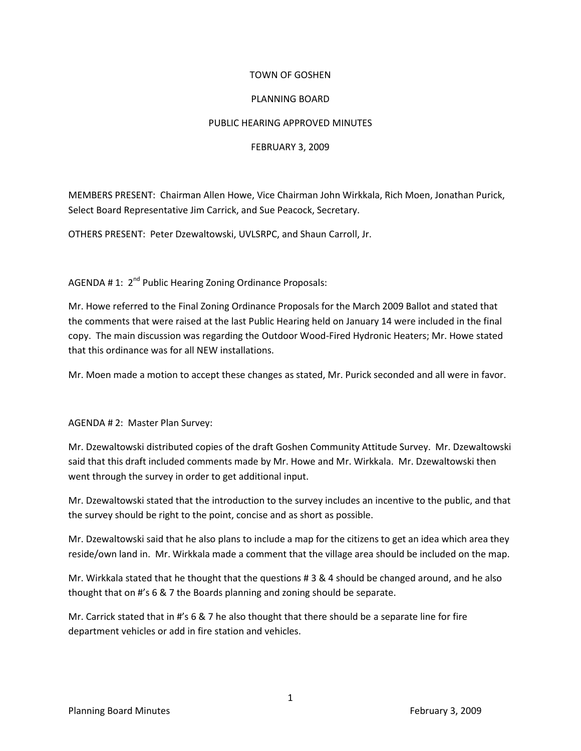# TOWN OF GOSHEN

## PLANNING BOARD

## PUBLIC HEARING APPROVED MINUTES

## FEBRUARY 3, 2009

MEMBERS PRESENT: Chairman Allen Howe, Vice Chairman John Wirkkala, Rich Moen, Jonathan Purick, Select Board Representative Jim Carrick, and Sue Peacock, Secretary.

OTHERS PRESENT: Peter Dzewaltowski, UVLSRPC, and Shaun Carroll, Jr.

AGENDA # 1: 2nd Public Hearing Zoning Ordinance Proposals:

Mr. Howe referred to the Final Zoning Ordinance Proposals for the March 2009 Ballot and stated that the comments that were raised at the last Public Hearing held on January 14 were included in the final copy. The main discussion was regarding the Outdoor Wood-Fired Hydronic Heaters; Mr. Howe stated that this ordinance was for all NEW installations.

Mr. Moen made a motion to accept these changes as stated, Mr. Purick seconded and all were in favor.

AGENDA # 2: Master Plan Survey:

Mr. Dzewaltowski distributed copies of the draft Goshen Community Attitude Survey. Mr. Dzewaltowski said that this draft included comments made by Mr. Howe and Mr. Wirkkala. Mr. Dzewaltowski then went through the survey in order to get additional input.

Mr. Dzewaltowski stated that the introduction to the survey includes an incentive to the public, and that the survey should be right to the point, concise and as short as possible.

Mr. Dzewaltowski said that he also plans to include a map for the citizens to get an idea which area they reside/own land in. Mr. Wirkkala made a comment that the village area should be included on the map.

Mr. Wirkkala stated that he thought that the questions # 3 & 4 should be changed around, and he also thought that on #'s 6 & 7 the Boards planning and zoning should be separate.

Mr. Carrick stated that in #'s 6 & 7 he also thought that there should be a separate line for fire department vehicles or add in fire station and vehicles.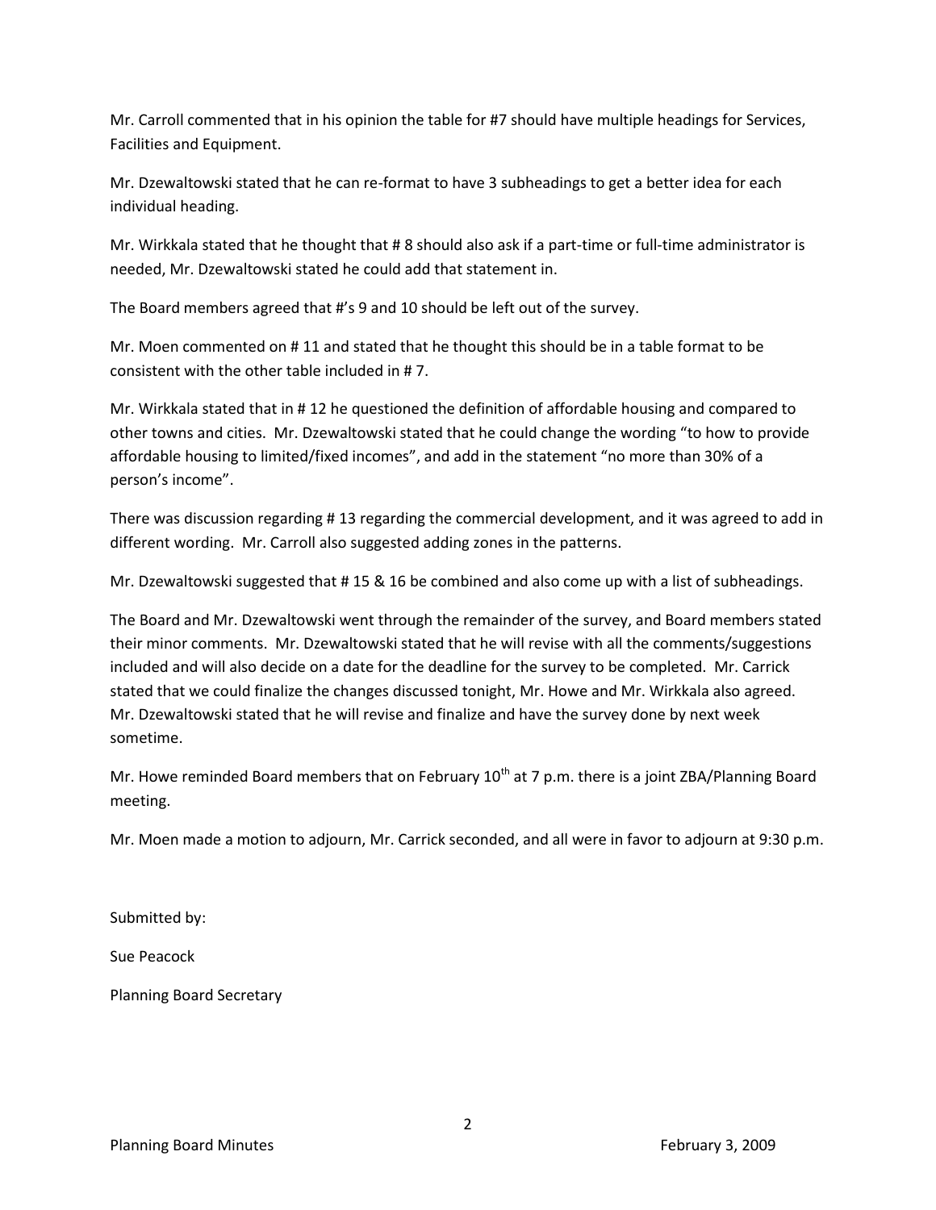Mr. Carroll commented that in his opinion the table for #7 should have multiple headings for Services, Facilities and Equipment.

Mr. Dzewaltowski stated that he can re-format to have 3 subheadings to get a better idea for each individual heading.

Mr. Wirkkala stated that he thought that # 8 should also ask if a part-time or full-time administrator is needed, Mr. Dzewaltowski stated he could add that statement in.

The Board members agreed that #'s 9 and 10 should be left out of the survey.

Mr. Moen commented on # 11 and stated that he thought this should be in a table format to be consistent with the other table included in # 7.

Mr. Wirkkala stated that in # 12 he questioned the definition of affordable housing and compared to other towns and cities. Mr. Dzewaltowski stated that he could change the wording "to how to provide affordable housing to limited/fixed incomes", and add in the statement "no more than 30% of a person's income".

There was discussion regarding # 13 regarding the commercial development, and it was agreed to add in different wording. Mr. Carroll also suggested adding zones in the patterns.

Mr. Dzewaltowski suggested that # 15 & 16 be combined and also come up with a list of subheadings.

The Board and Mr. Dzewaltowski went through the remainder of the survey, and Board members stated their minor comments. Mr. Dzewaltowski stated that he will revise with all the comments/suggestions included and will also decide on a date for the deadline for the survey to be completed. Mr. Carrick stated that we could finalize the changes discussed tonight, Mr. Howe and Mr. Wirkkala also agreed. Mr. Dzewaltowski stated that he will revise and finalize and have the survey done by next week sometime.

Mr. Howe reminded Board members that on February 10th at 7 p.m. there is a joint ZBA/Planning Board meeting.

Mr. Moen made a motion to adjourn, Mr. Carrick seconded, and all were in favor to adjourn at 9:30 p.m.

Submitted by:

Sue Peacock

Planning Board Secretary